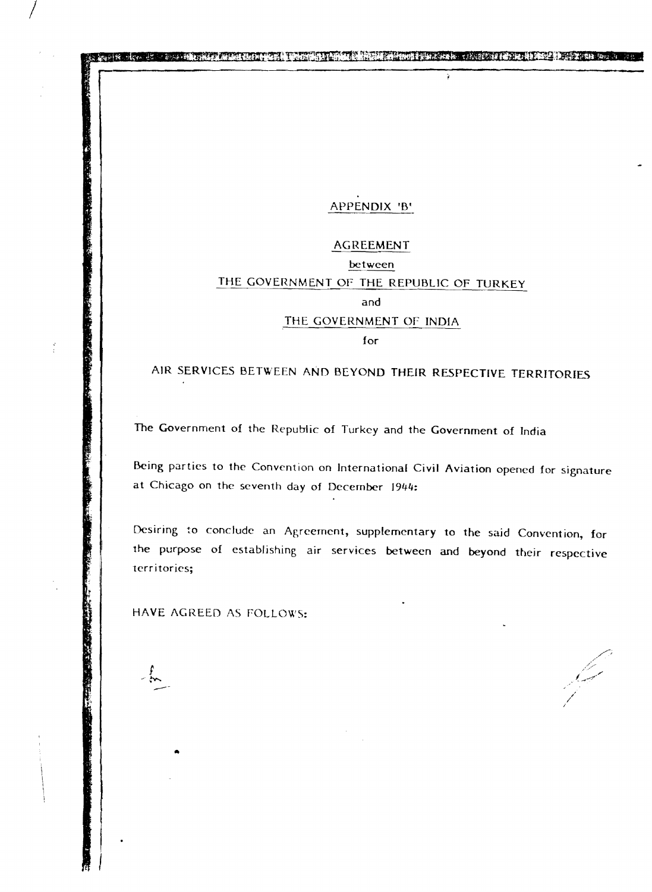APPENDIX 'B'

# AGREEMENT

between

THE GOVERNMENT OF THE REPUBLIC OF TURKEY

and

THE GOVERNMENT OF INDIA

for

## AIR SERVICES BETWEEN AND BEYOND THEIR RESPECTIVE TERRITORIES

The Government of the Republic of Turkey and the Government of India

Being parties to the Convention on International Civil Aviation opened for signature at Chicago on the seventh day of December 1944:

Desiring to conclude an Agreement, supplementary to the said Convention, for the purpose of establishing air services between and beyond their respective territories;

HAVE AGREED AS FOLLOWS: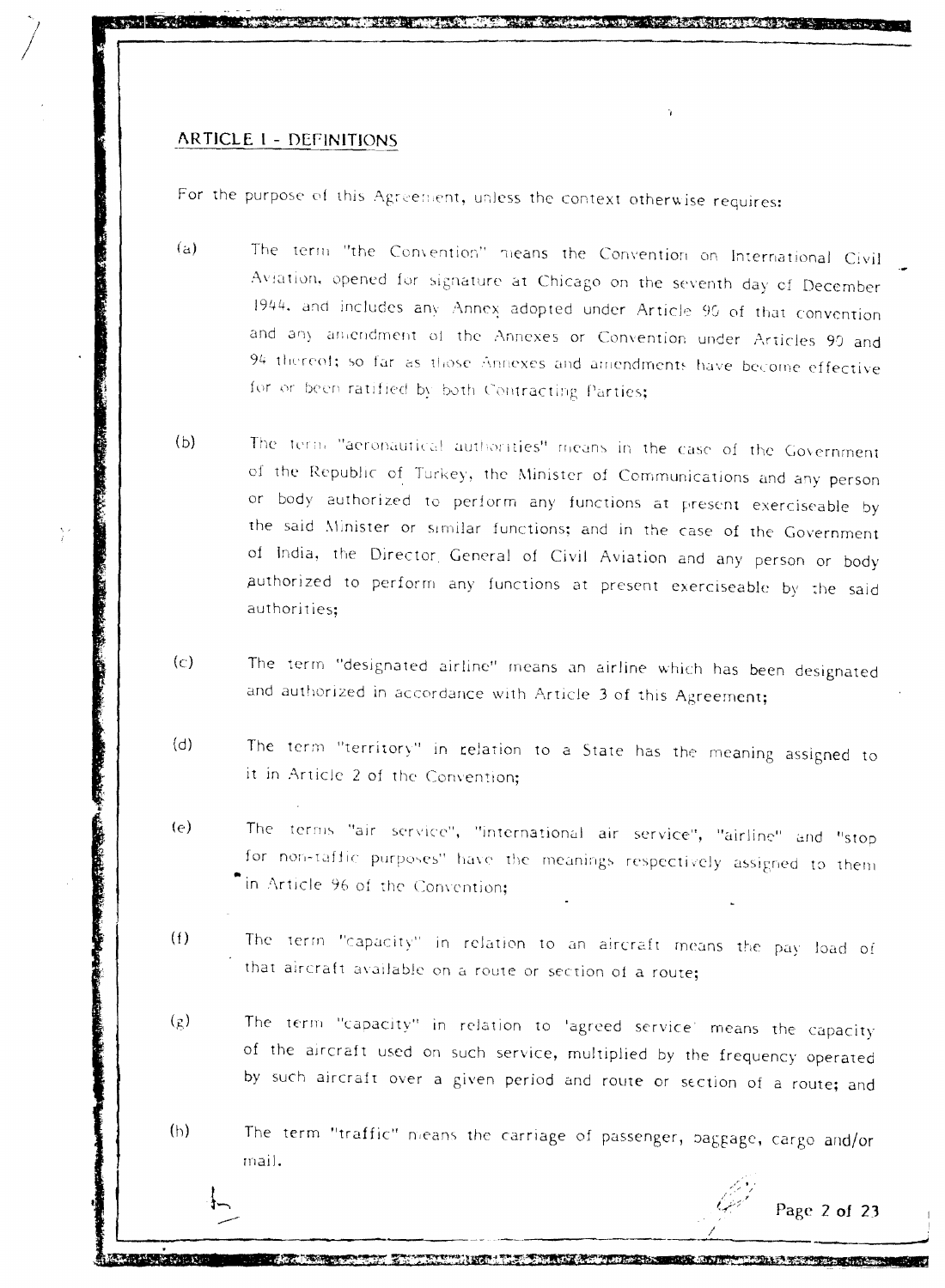## ARTICLE I - DEFINITIONS

For the purpose of this Agreement, unless the context otherwise requires:

(a) The term "the Convention" means the Convention on International Civil Aviation, opened for signature at Chicago on the seventh day of December 1944, and includes any Annex adopted under Article 90 of that convention and any amendment of the Annexes or Convention under Articles 90 and 94 thereof; so far as those Annexes and amendments have become effective for or been ratified by both Contracting Parties;

(b) The term "aeronautical authorities" means in the case of the Government of the Republic of Turkey, the Minister of Communications and any person or body authorized to perform any functions at present exerciseable by the said Minister or similar functions; and in the case of the Government of India, the Director General of Civil Aviation and any person or body authorized to perform any functions at present exerciseable by the said authorities;

(c) The term "designated airline" means an airline which has been designated and authorized in accordance with Article 3 of this Agreement;

(d) The term "territory" in relation to a State has the meaning assigned to it in Article 2 of the Convention;

(e) The terms "air service", "international air service", "airline" and "stop for non-taffic purposes" have the meanings respectively assigned to them in Article 96 of the Convention;

(f) The term "capacity" in relation to an aircraft means the pay load of that aircraft available on a route or section of a route;

(g) The term "capacity" in relation to 'agreed service' means the capacity of the aircraft used on such service, multiplied by the frequency operated by such aircraft over a given period and route or section of a route; and

(h) The term "traffic" means the carriage of passenger, baggage, cargo and/or mail.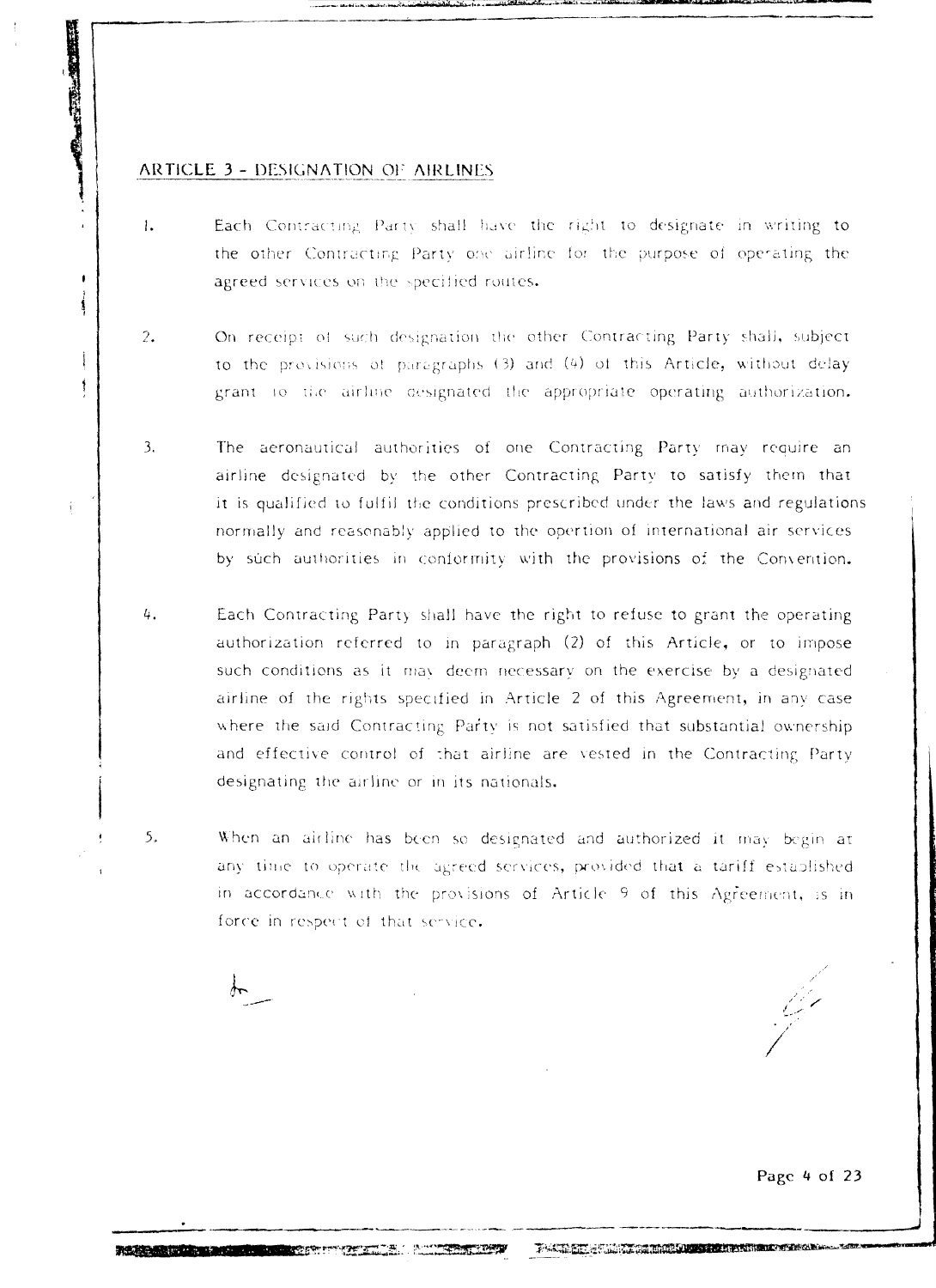## ARTICLE 3 - DESIGNATION OF AIRLINES

1. Each Contracting Party shall have the right to designate in writing to the other Contracting Party one airline for the purpose of operating the agreed services on the specified routes.

2. On receipt of such designation the other Contracting Party shall, subject to the provisions of paragraphs (3) and (4) of this Article, without delay grant to the airline designated the appropriate operating authorization.

3. The aeronautical authorities of one Contracting Party may require an airline designated by the other Contracting Party to satisfy them that it is qualified to fulfil the conditions prescribed under the laws and regulations normally and reasonably applied to the opertion of international air services by such authorities in conformity with the provisions of the Convention.

4. Each Contracting Party shall have the right to refuse to grant the operating authorization referred to in paragraph (2) of this Article, or to impose such conditions as it may deem necessary on the exercise by a designated airline of the rights specified in Article 2 of this Agreement, in any case where the said Contracting Party is not satisfied that substantial ownership and effective control of that airline are vested in the Contracting Party designating the airline or in its nationals.

5. When an airline has been so designated and authorized it may begin at any time to operate the agreed services, provided that a tariff established in accordance with the provisions of Article 9 of this Agreement, is in force in respect of that service.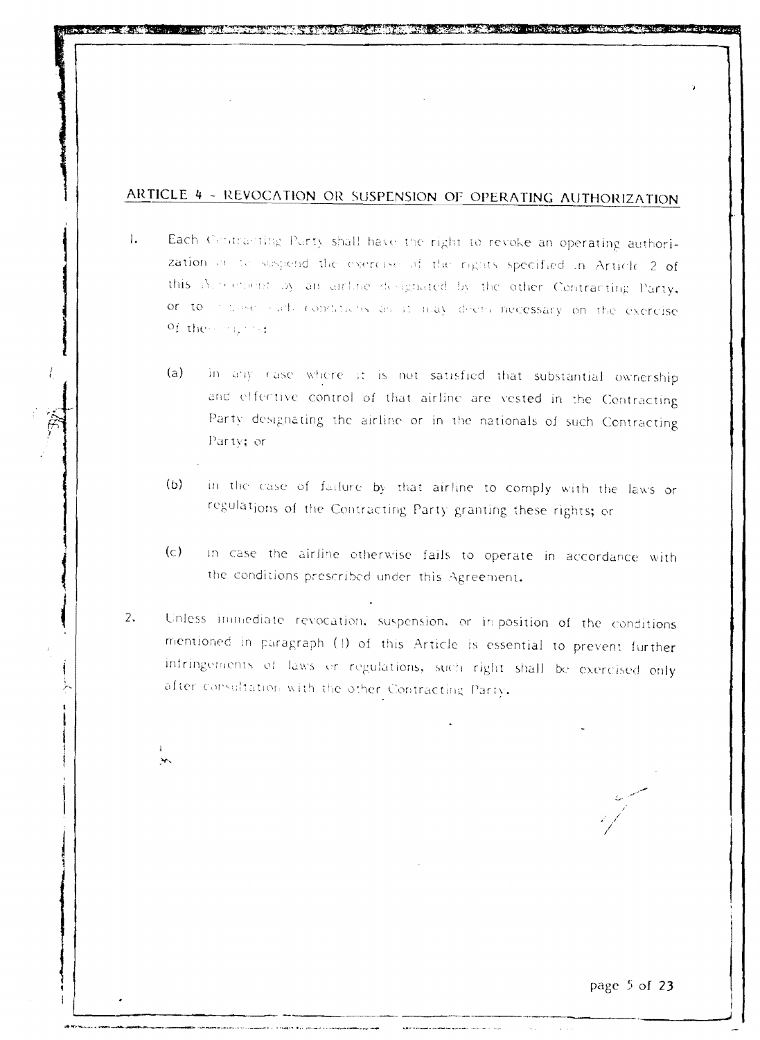## ARTICLE 4 - REVOCATION OR SUSPENSION OF OPERATING AUTHORIZATION

1. Each Contracting Party shall have the right to revoke an operating authorization or to suspend the exercise of the rights specified in Article 2 of this Agreement by an airline designated by the other Contracting Party, or to impose such conditions as it may deem necessary on the exercise of these rights:

   (a) in any case where it is not satisfied that substantial ownership and effective control of that airline are vested in the Contracting Party designating the airline or in the nationals of such Contracting Party; or

   (b) in the case of failure by that airline to comply with the laws or regulations of the Contracting Party granting these rights; or

   (c) in case the airline otherwise fails to operate in accordance with the conditions prescribed under this Agreement.

2. Unless immediate revocation, suspension, or imposition of the conditions mentioned in paragraph (1) of this Article is essential to prevent further infringements of laws or regulations, such right shall be exercised only after consultation with the other Contracting Party.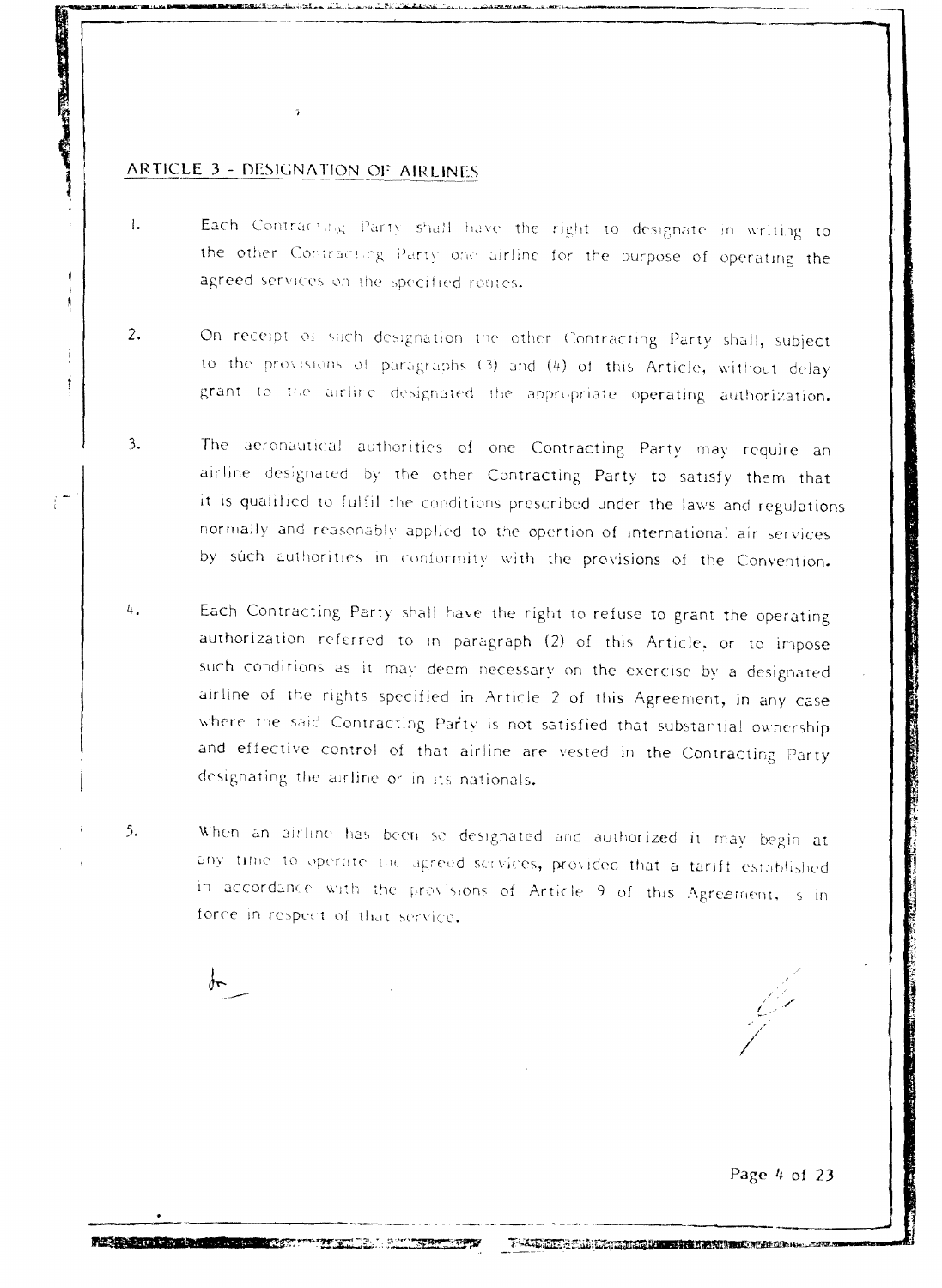## ARTICLE 3 - DESIGNATION OF AIRLINES

1. Each Contracting Party shall have the right to designate in writing to the other Contracting Party one airline for the purpose of operating the agreed services on the specified routes.

2. On receipt of such designation the other Contracting Party shall, subject to the provisions of paragraphs (3) and (4) of this Article, without delay grant to the airline designated the appropriate operating authorization.

3. The aeronautical authorities of one Contracting Party may require an airline designated by the other Contracting Party to satisfy them that it is qualified to fulfil the conditions prescribed under the laws and regulations normally and reasonably applied to the opertion of international air services by such authorities in conformity with the provisions of the Convention.

4. Each Contracting Party shall have the right to refuse to grant the operating authorization referred to in paragraph (2) of this Article, or to impose such conditions as it may deem necessary on the exercise by a designated airline of the rights specified in Article 2 of this Agreement, in any case where the said Contracting Party is not satisfied that substantial ownership and effective control of that airline are vested in the Contracting Party designating the airline or in its nationals.

5. When an airline has been so designated and authorized it may begin at any time to operate the agreed services, provided that a tariff established in accordance with the provisions of Article 9 of this Agreement, is in force in respect of that service.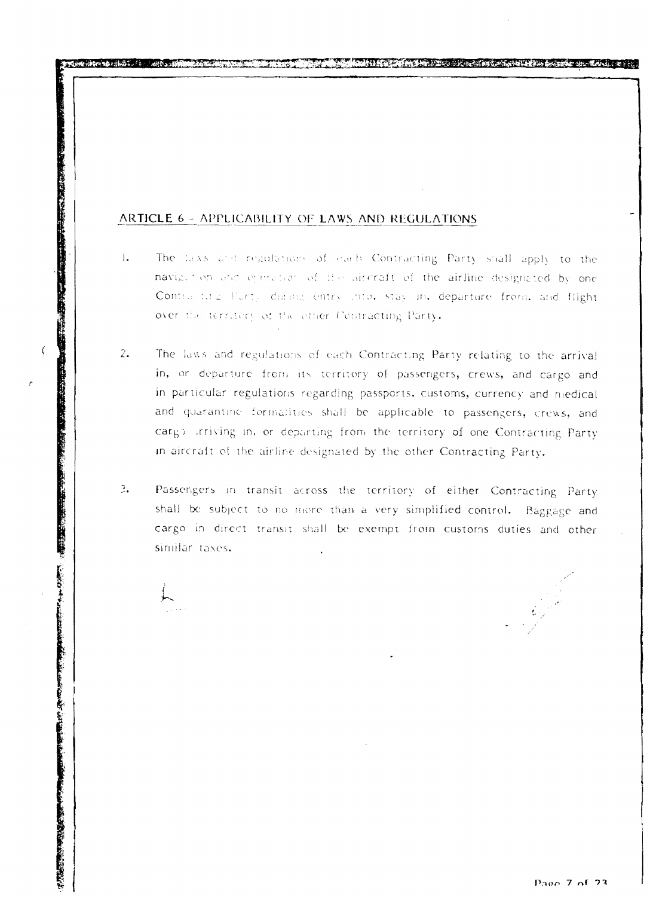## ARTICLE 6 - APPLICABILITY OF LAWS AND REGULATIONS

1. The laws and regulations of each Contracting Party shall apply to the navigation and operation of the aircraft of the airline designated by one Contracting Party during entry into, stay in, departure from, and flight over the territory of the other Contracting Party.

2. The laws and regulations of each Contracting Party relating to the arrival in, or departure from its territory of passengers, crews, and cargo and in particular regulations regarding passports, customs, currency and medical and quarantine formalities shall be applicable to passengers, crews, and cargo arriving in, or departing from the territory of one Contracting Party in aircraft of the airline designated by the other Contracting Party.

3. Passengers in transit across the territory of either Contracting Party shall be subject to no more than a very simplified control. Baggage and cargo in direct transit shall be exempt from customs duties and other similar taxes.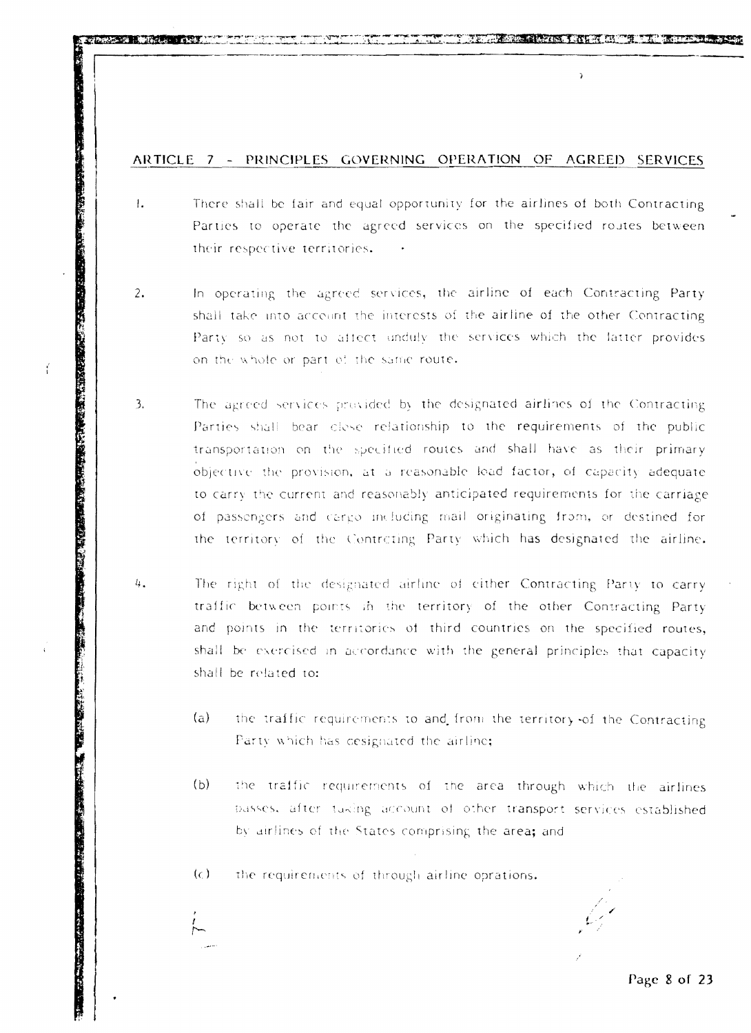## ARTICLE 7 - PRINCIPLES GOVERNING OPERATION OF AGREED SERVICES

1. There shall be fair and equal opportunity for the airlines of both Contracting Parties to operate the agreed services on the specified routes between their respective territories.

2. In operating the agreed services, the airline of each Contracting Party shall take into account the interests of the airline of the other Contracting Party so as not to affect unduly the services which the latter provides on the whole or part of the same route.

3. The agreed services provided by the designated airlines of the Contracting Parties shall bear close relationship to the requirements of the public transportation on the specified routes and shall have as their primary objective the provision, at a reasonable load factor, of capacity adequate to carry the current and reasonably anticipated requirements for the carriage of passengers and cargo including mail originating from, or destined for the territory of the Contrcting Party which has designated the airline.

4. The right of the designated airline of either Contracting Party to carry traffic between points in the territory of the other Contracting Party and points in the territories of third countries on the specified routes, shall be exercised in accordance with the general principles that capacity shall be related to:

   (a) the traffic requirements to and from the territory of the Contracting Party which has designated the airline;

   (b) the traffic requirements of the area through which the airlines passes, after taking account of other transport services established by airlines of the States comprising the area; and

   (c) the requirements of through airline oprations.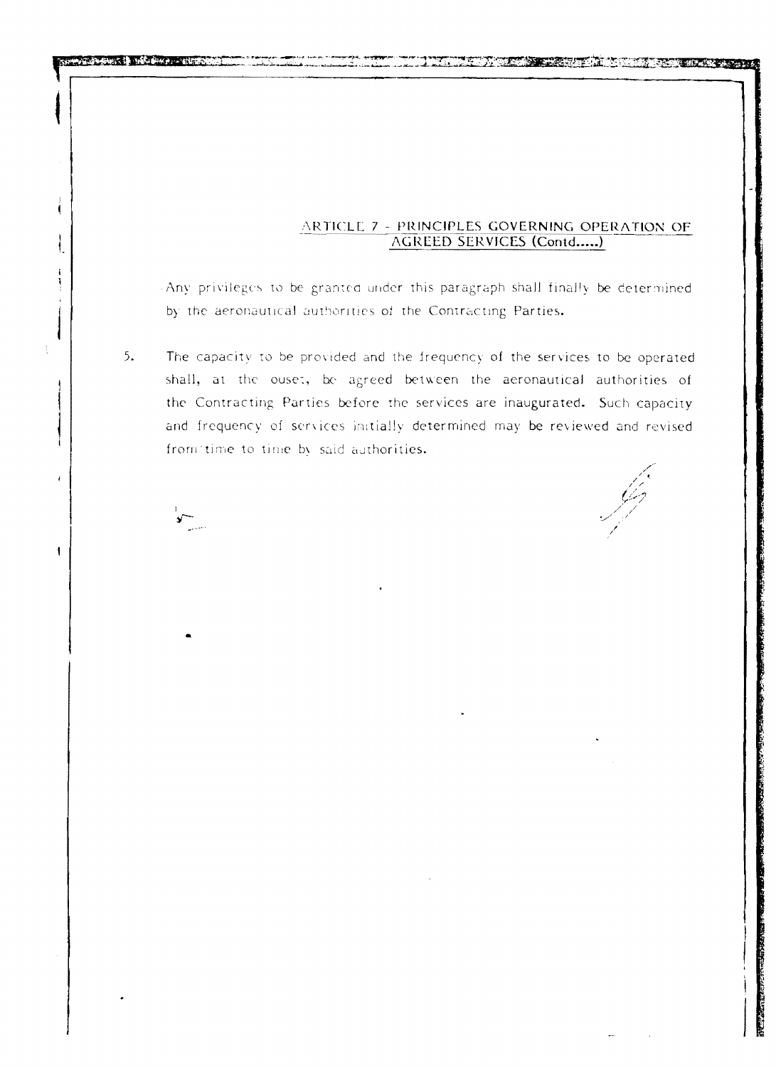## ARTICLE 7 - PRINCIPLES GOVERNING OPERATION OF AGREED SERVICES (Contd.....)

Any privileges to be granted under this paragraph shall finally be determined by the aeronautical authorities of the Contracting Parties.

5. The capacity to be provided and the frequency of the services to be operated shall, at the outset, be agreed between the aeronautical authorities of the Contracting Parties before the services are inaugurated. Such capacity and frequency of services initially determined may be reviewed and revised from time to time by said authorities.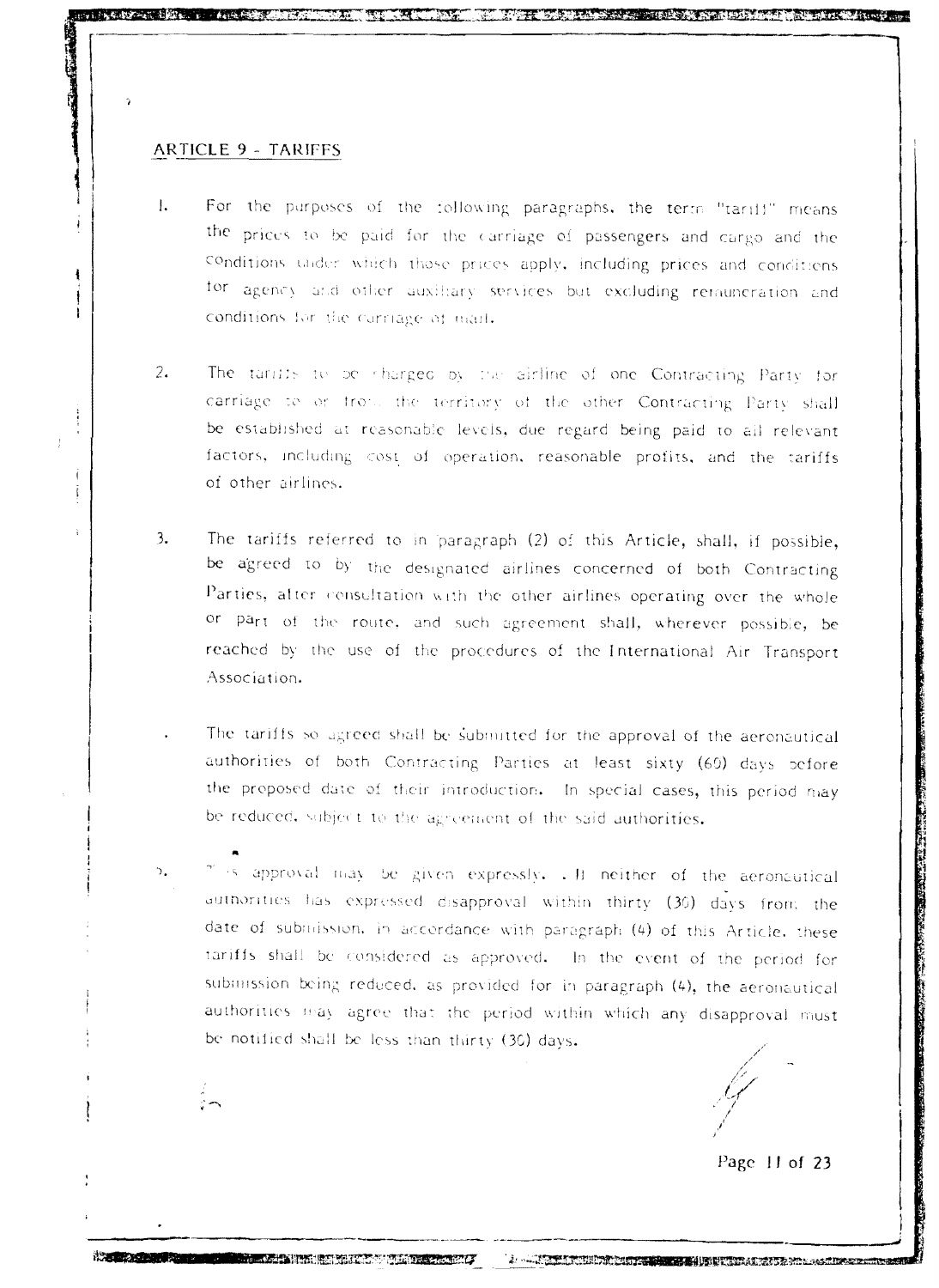## ARTICLE 9 - TARIFFS

1. For the purposes of the following paragraphs, the term "tariff" means the prices to be paid for the carriage of passengers and cargo and the conditions under which those prices apply, including prices and conditions for agency and other auxiliary services but excluding remuneration and conditions for the carriage of mail.

2. The tariffs to be charged by the airline of one Contracting Party for carriage to or from the territory of the other Contracting Party shall be established at reasonable levels, due regard being paid to all relevant factors, including cost of operation, reasonable profits, and the tariffs of other airlines.

3. The tariffs referred to in paragraph (2) of this Article, shall, if possible, be agreed to by the designated airlines concerned of both Contracting Parties, after consultation with the other airlines operating over the whole or part of the route, and such agreement shall, wherever possible, be reached by the use of the procedures of the International Air Transport Association.

4. The tariffs so agreed shall be submitted for the approval of the aeronautical authorities of both Contracting Parties at least sixty (60) days before the proposed date of their introduction. In special cases, this period may be reduced, subject to the agreement of the said authorities.

5. This approval may be given expressly. If neither of the aeronautical authorities has expressed disapproval within thirty (30) days from the date of submission, in accordance with paragraph (4) of this Article, these tariffs shall be considered as approved. In the event of the period for submission being reduced, as provided for in paragraph (4), the aeronautical authorities may agree that the period within which any disapproval must be notified shall be less than thirty (30) days.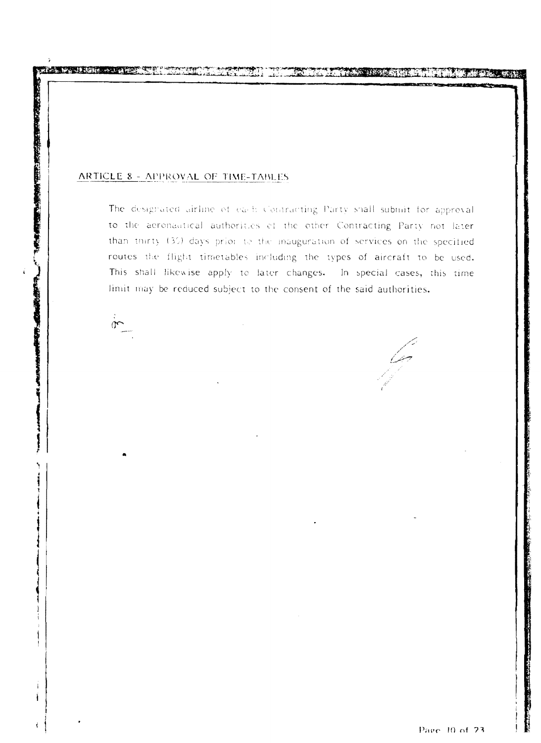## ARTICLE 8 - APPROVAL OF TIME-TABLES

The designated airline of each Contracting Party shall submit for approval to the aeronautical authorities of the other Contracting Party not later than thirty (30) days prior to the inauguration of services on the specified routes the flight timetables including the types of aircraft to be used. This shall likewise apply to later changes. In special cases, this time limit may be reduced subject to the consent of the said authorities.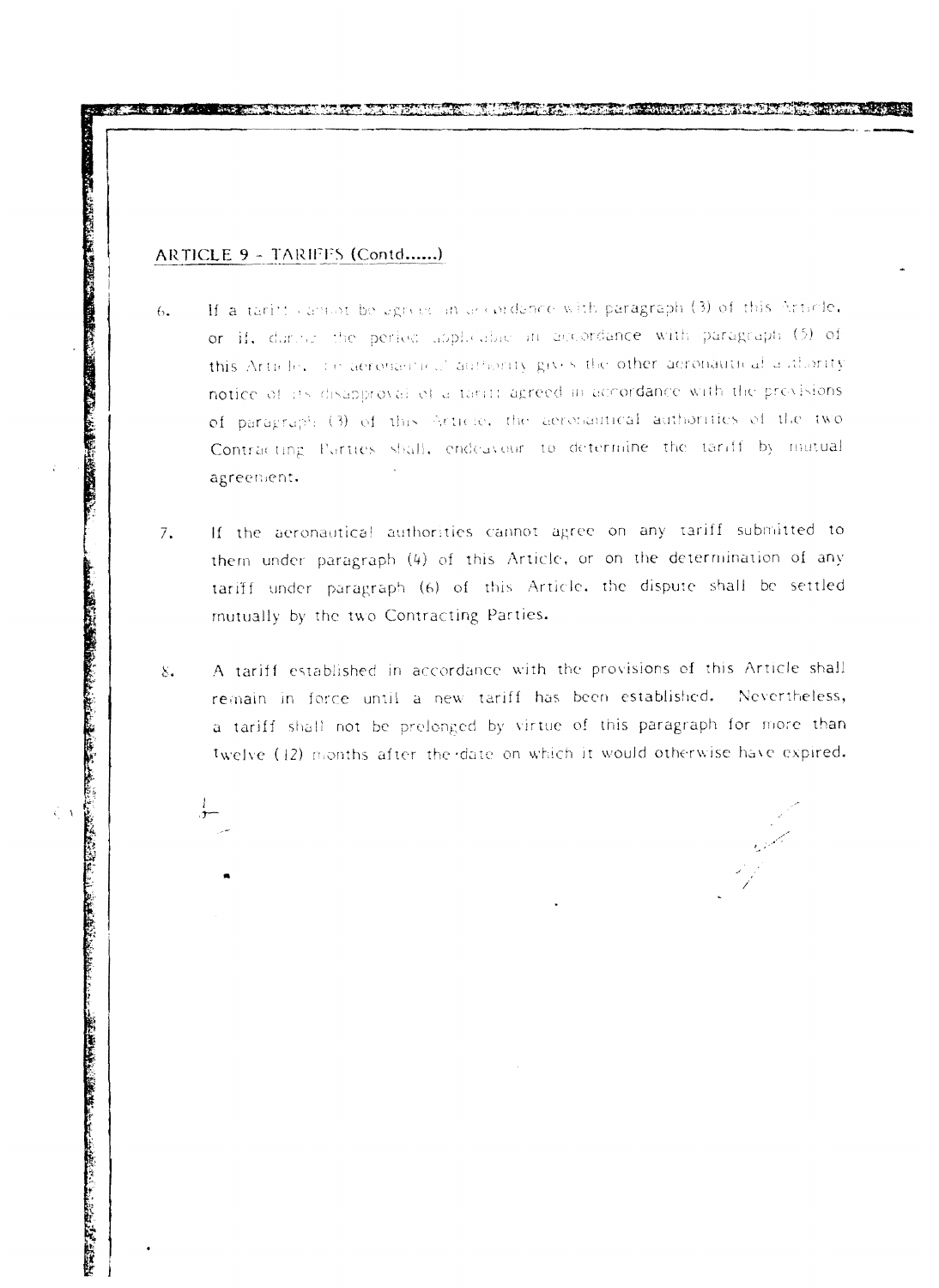## ARTICLE 9 - TARIFFS (Contd......)

6. If a tariff cannot be agreed in accordance with paragraph (3) of this Article, or if, during the period applicable in accordance with paragraph (5) of this Article, one aeronautical authority gives the other aeronautical authority notice of its disapproval of a tariff agreed in accordance with the provisions of paragraph (3) of this Article, the aeronautical authorities of the two Contracting Parties shall, endeavour to determine the tariff by mutual agreement.

7. If the aeronautical authorities cannot agree on any tariff submitted to them under paragraph (4) of this Article, or on the determination of any tariff under paragraph (6) of this Article, the dispute shall be settled mutually by the two Contracting Parties.

8. A tariff established in accordance with the provisions of this Article shall remain in force until a new tariff has been established. Nevertheless, a tariff shall not be prolonged by virtue of this paragraph for more than Twelve (12) months after the date on which it would otherwise have expired.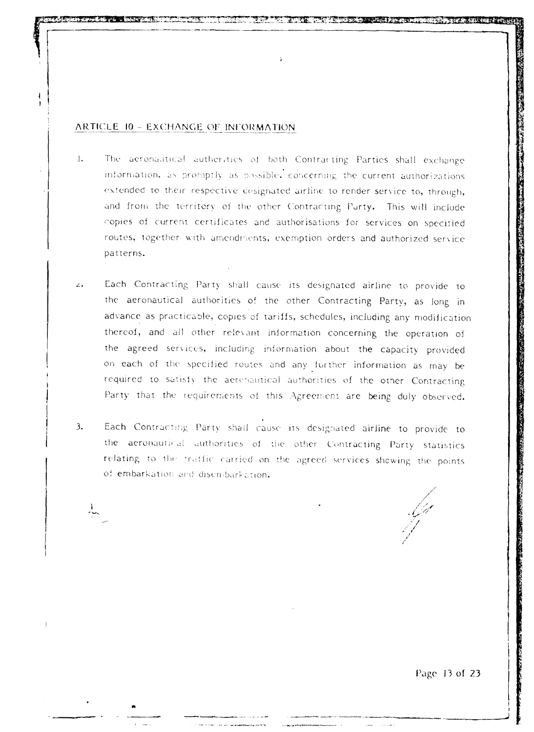## ARTICLE 10 - EXCHANGE OF INFORMATION

1. The aeronautical authorities of both Contracting Parties shall exchange information, as promptly as possible, concerning the current authorizations extended to their respective designated airline to render service to, through, and from the territory of the other Contracting Party. This will include copies of current certificates and authorisations for services on specified routes, together with amendments, exemption orders and authorized service patterns.

2. Each Contracting Party shall cause its designated airline to provide to the aeronautical authorities of the other Contracting Party, as long in advance as practicable, copies of tariffs, schedules, including any modification thereof, and all other relevant information concerning the operation of the agreed services, including information about the capacity provided on each of the specified routes and any further information as may be required to satisfy the aeronautical authorities of the other Contracting Party that the requirements of this Agreement are being duly observed.

3. Each Contracting Party shall cause its designated airline to provide to the aeronautical authorities of the other Contracting Party statistics relating to the traffic carried on the agreed services shewing the points of embarkation and disembarkation.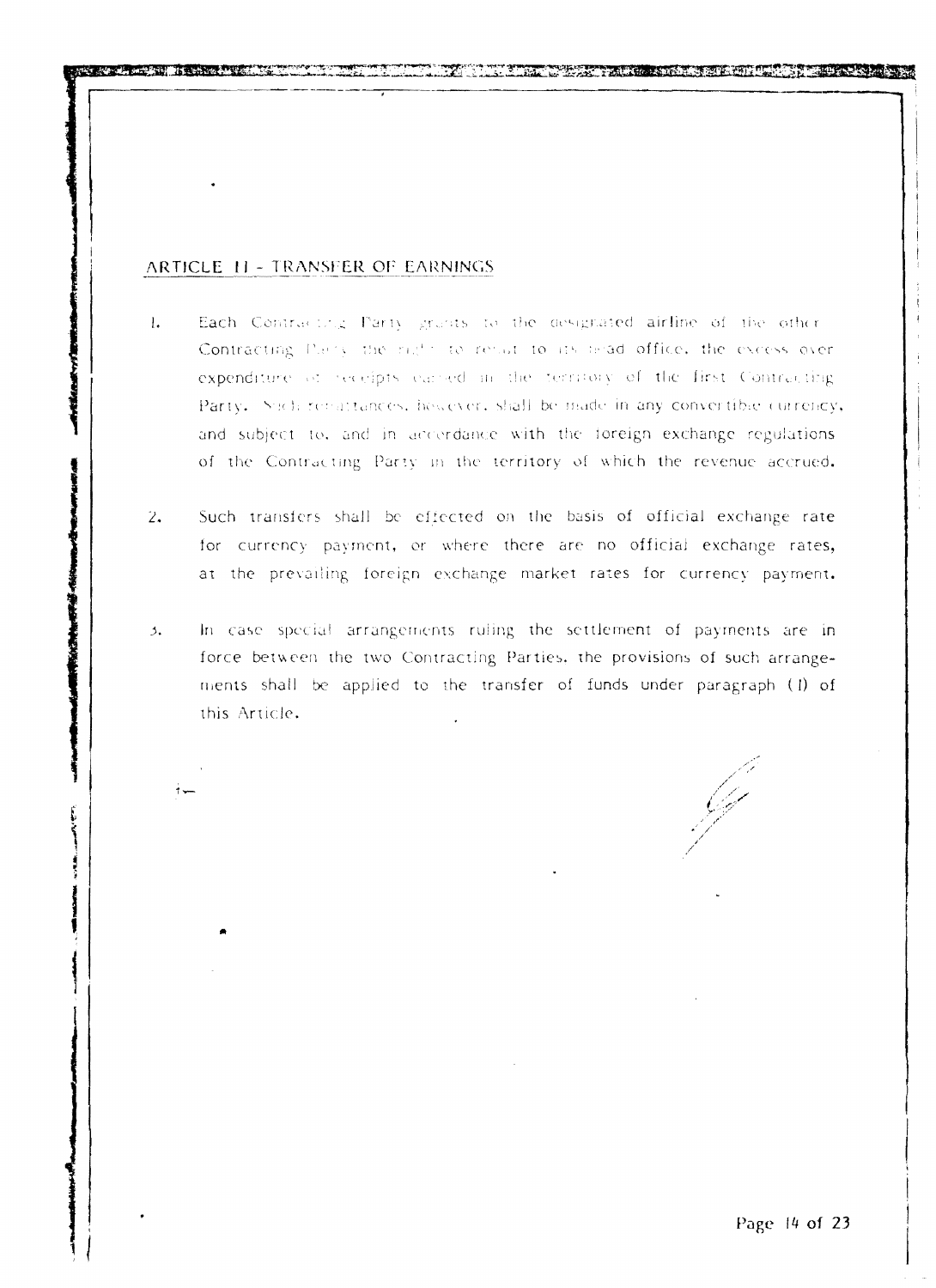## ARTICLE 11 - TRANSFER OF EARNINGS

1. Each Contracting Party grants to the designated airline of the other Contracting Party the right to remit to its head office, the excess over expenditure of receipts earned in the territory of the first Contracting Party. Such remittances, however, shall be made in any convertible currency, and subject to, and in accordance with the foreign exchange regulations of the Contracting Party in the territory of which the revenue accrued.

2. Such transfers shall be effected on the basis of official exchange rate for currency payment, or where there are no official exchange rates, at the prevailing foreign exchange market rates for currency payment.

3. In case special arrangements ruling the settlement of payments are in force between the two Contracting Parties, the provisions of such arrangements shall be applied to the transfer of funds under paragraph (1) of this Article.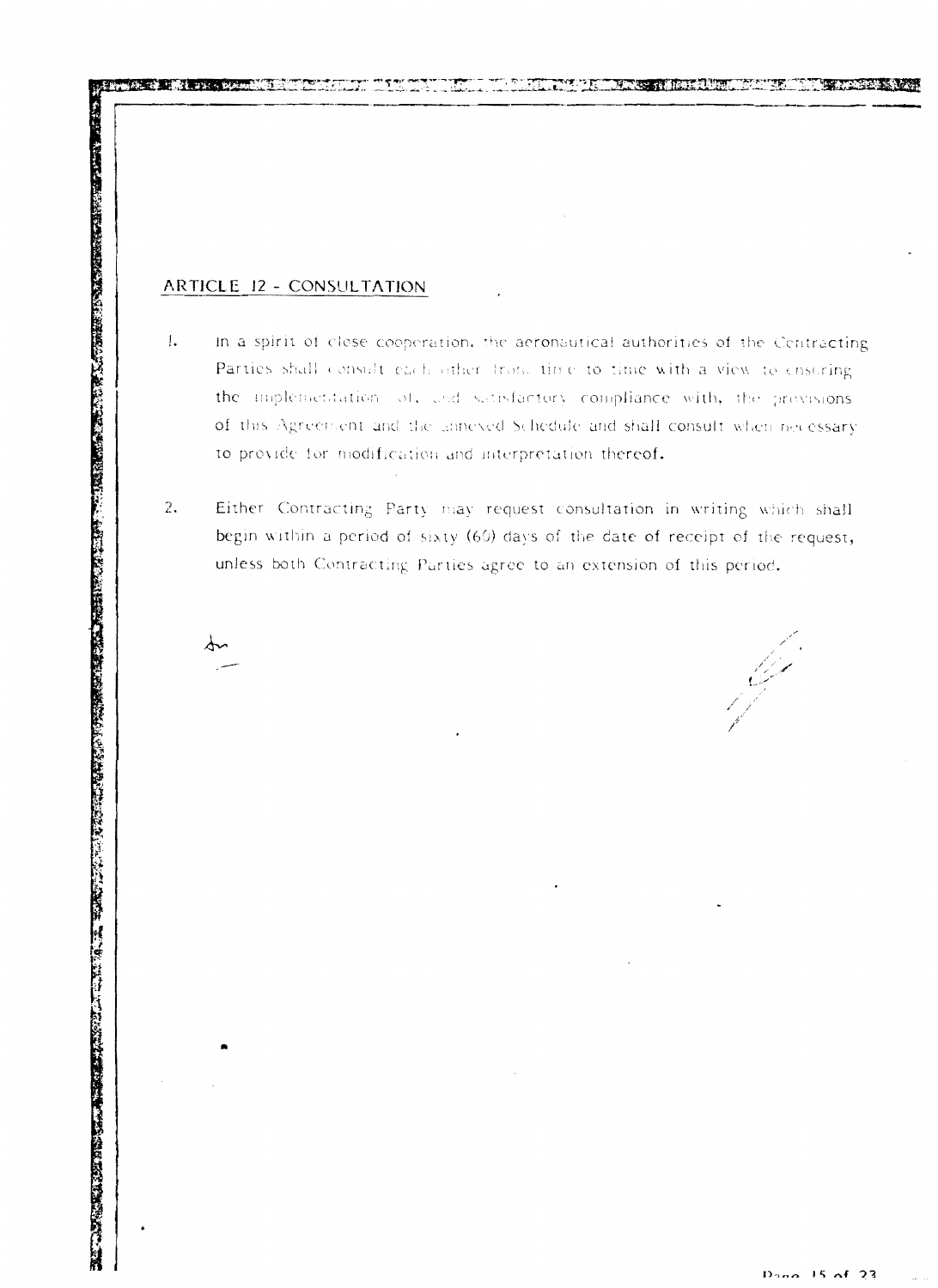## ARTICLE 12 - CONSULTATION

1. In a spirit of close cooperation, the aeronautical authorities of the Contracting Parties shall consult each other from time to time with a view to ensuring the implementation of, and satisfactory compliance with, the provisions of this Agreement and the annexed Schedule and shall consult when necessary to provide for modification and interpretation thereof.

2. Either Contracting Party may request consultation in writing which shall begin within a period of sixty (60) days of the date of receipt of the request, unless both Contracting Parties agree to an extension of this period.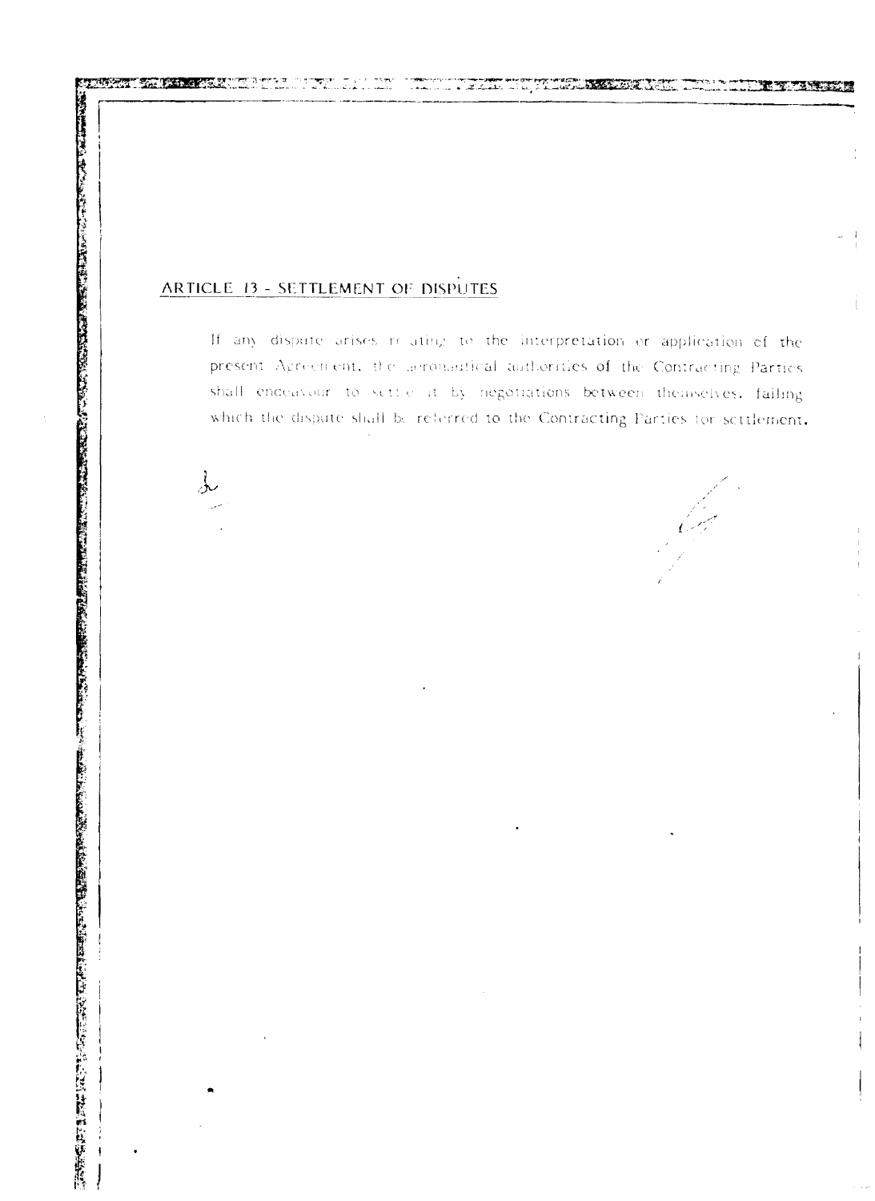## ARTICLE 13 - SETTLEMENT OF DISPUTES

If any dispute arises relating to the interpretation or application of the present Agreement, the aeronautical authorities of the Contracting Parties shall endeavour to settle it by negotiations between themselves, failing which the dispute shall be referred to the Contracting Parties for settlement.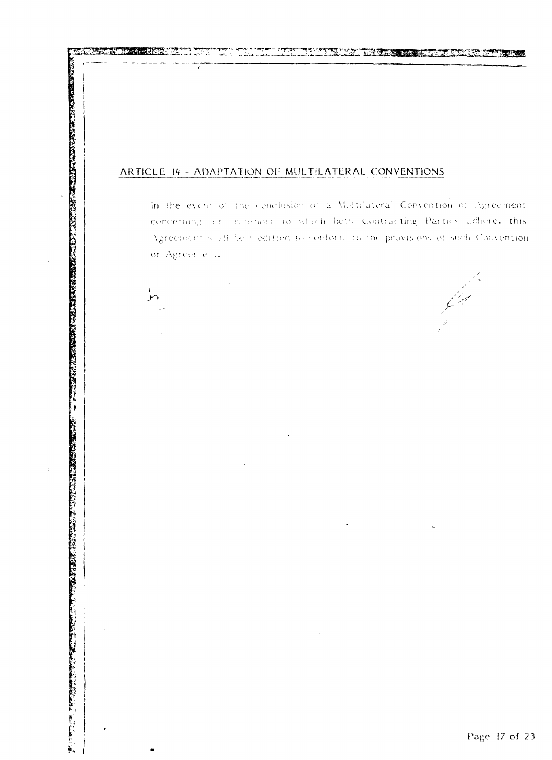## ARTICLE 14 - ADAPTATION OF MULTILATERAL CONVENTIONS

In the event of the conclusion of a Multilateral Convention of Agreement concerning air transport to which both Contracting Parties adhere, this Agreement shall be modified to conform to the provisions of such Convention or Agreement.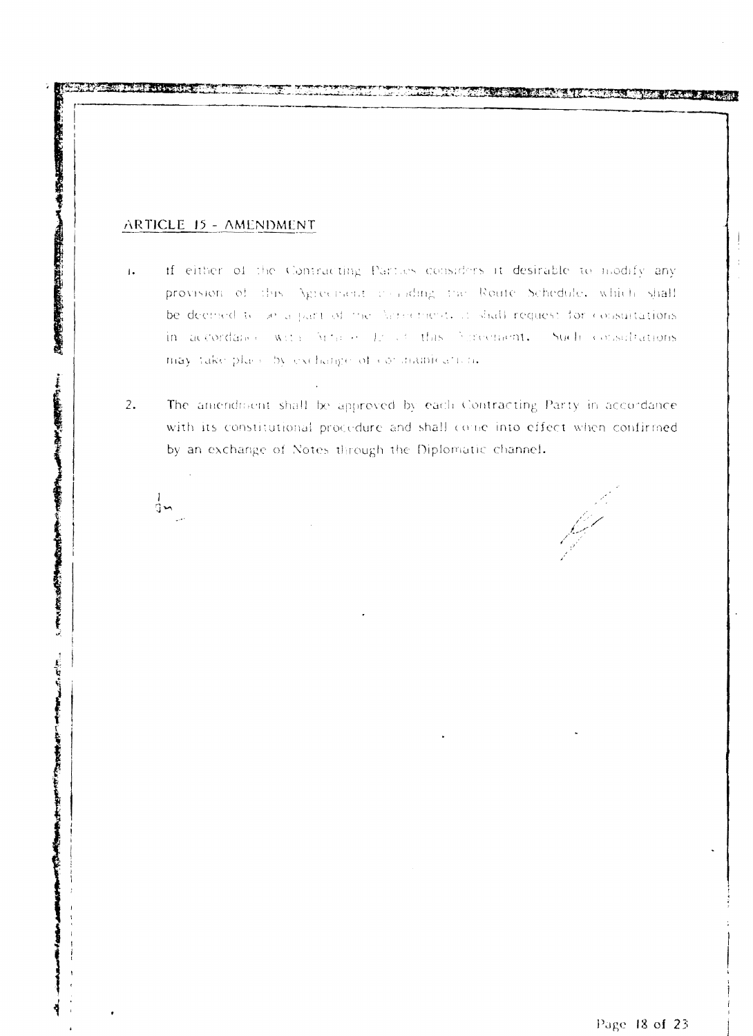## ARTICLE 15 - AMENDMENT

1. If either of the Contracting Parties considers it desirable to modify any provision of this Agreement including the Route Schedule, which shall be deemed to be a part of the Agreement, it shall request for consultations in accordance with Article 12 of this Agreement. Such consultations may take place by exchange of communication.

2. The amendment shall be approved by each Contracting Party in accordance with its constitutional procedure and shall come into effect when confirmed by an exchange of Notes through the Diplomatic channel.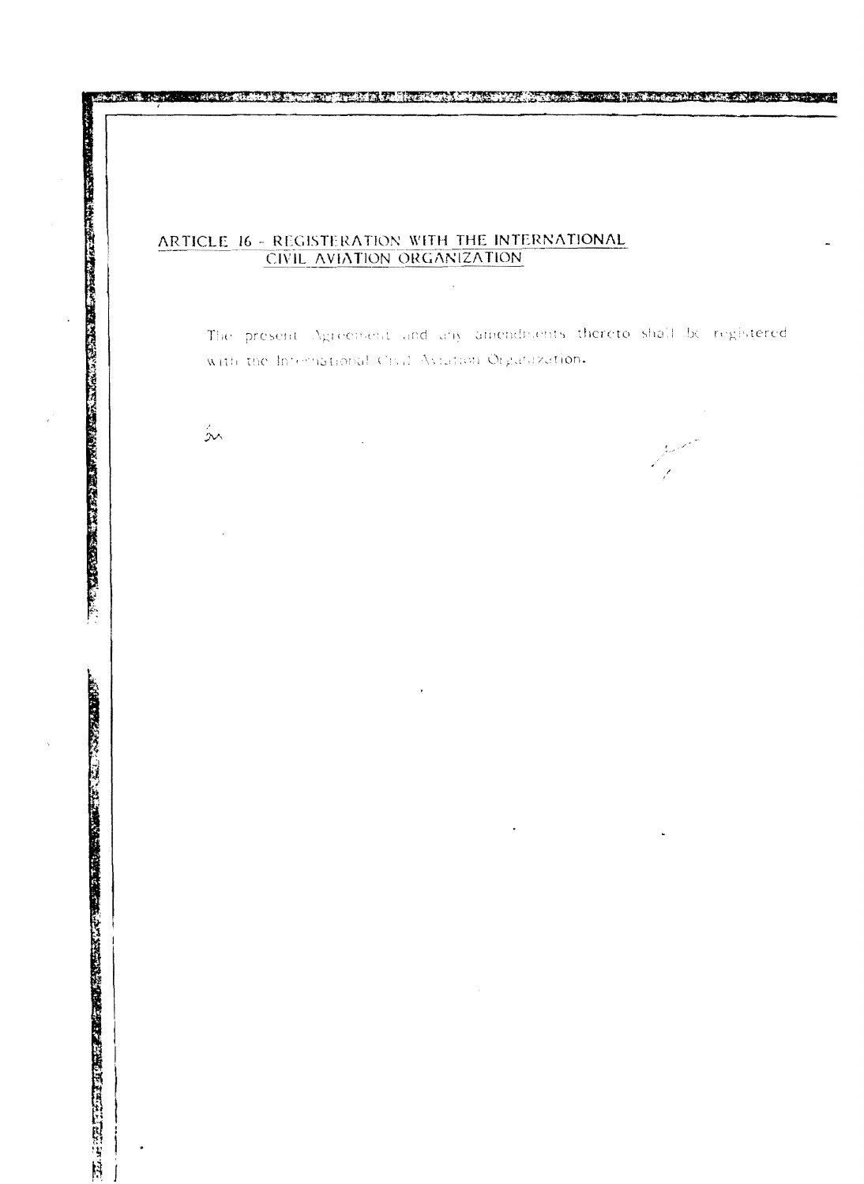## ARTICLE 16 - REGISTERATION WITH THE INTERNATIONAL CIVIL AVIATION ORGANIZATION

The present Agreement and any amendments thereto shall be registered with the International Civil Aviation Organization.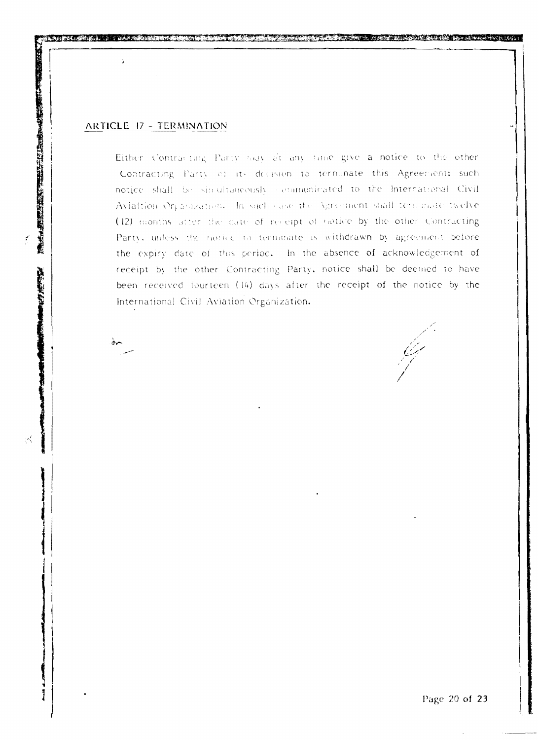## ARTICLE 17 - TERMINATION

Either Contracting Party may at any time give a notice to the other Contracting Party of its decision to terminate this Agreement; such notice shall be simultaneously communicated to the International Civil Aviation Organization. In such case the Agreement shall terminate twelve (12) months after the date of receipt of notice by the other Contracting Party, unless the notice to terminate is withdrawn by agreement before the expiry date of this period. In the absence of acknowledgement of receipt by the other Contracting Party, notice shall be deemed to have been received fourteen (14) days after the receipt of the notice by the International Civil Aviation Organization.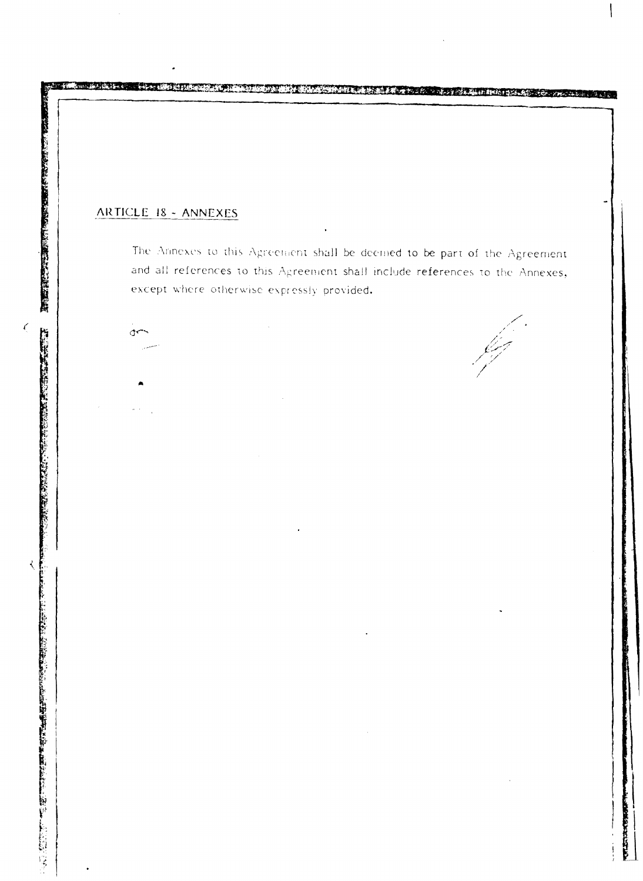## ARTICLE 18 - ANNEXES

The Annexes to this Agreement shall be deemed to be part of the Agreement and all references to this Agreement shall include references to the Annexes, except where otherwise expressly provided.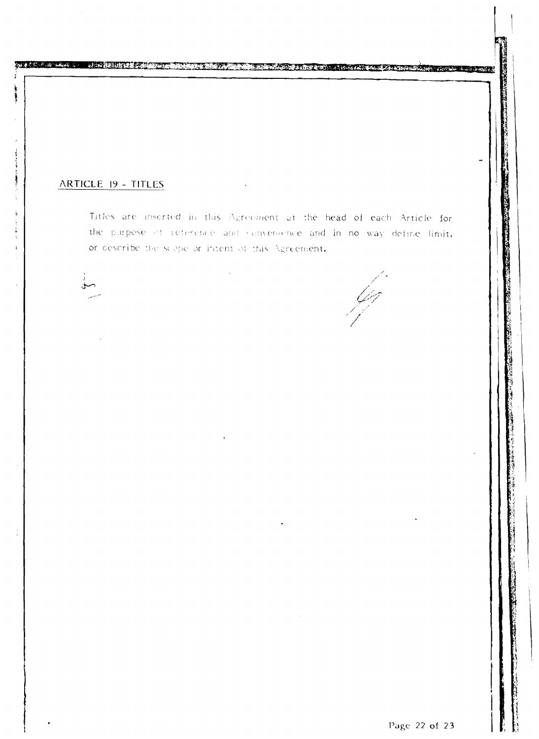## ARTICLE 19 - TITLES

Titles are inserted in this Agreement at the head of each Article for the purpose of reference and convenience and in no way define limit, or describe the scope or intent of this Agreement.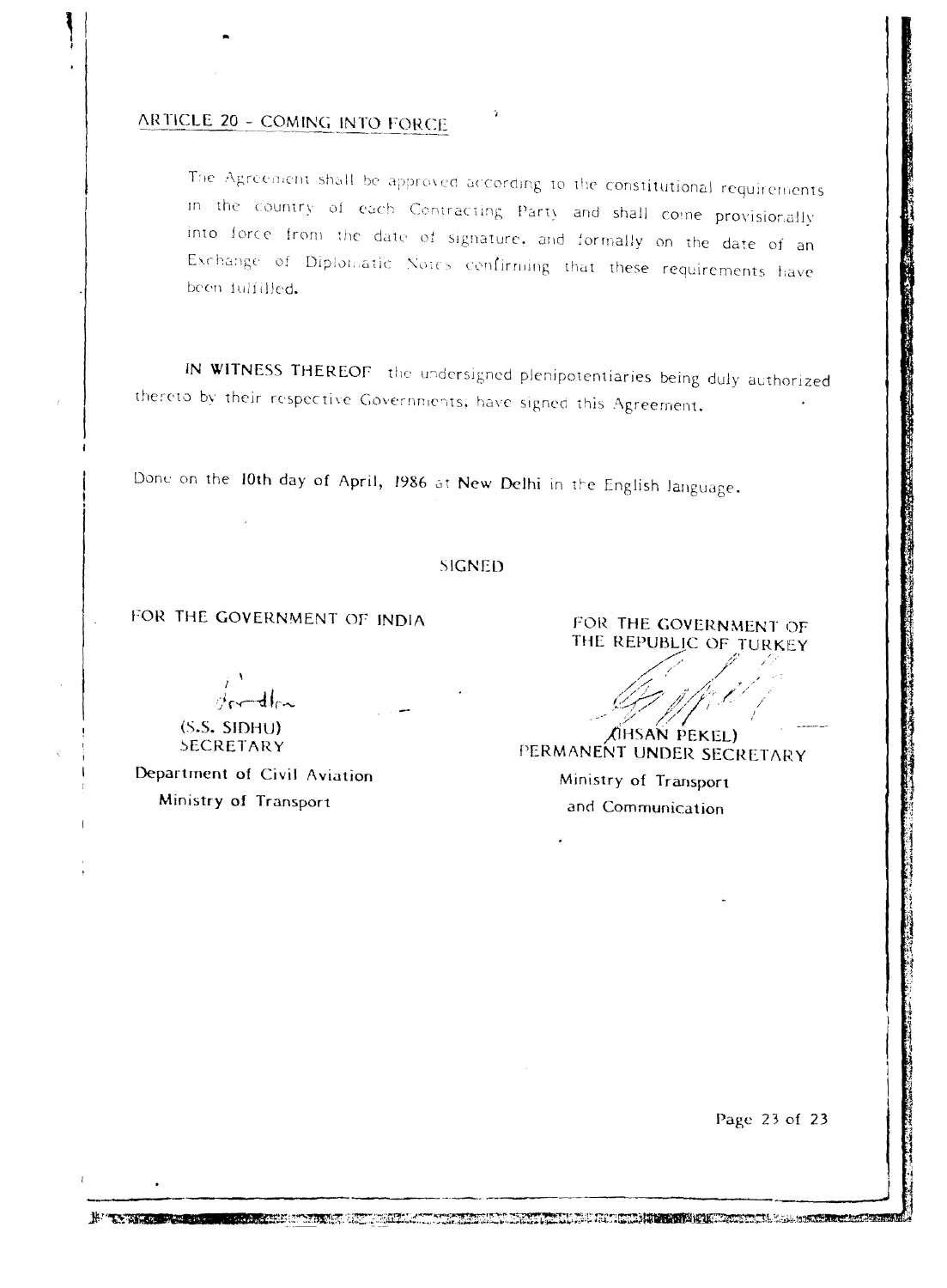## ARTICLE 20 - COMING INTO FORCE

The Agreement shall be approved according to the constitutional requirements in the country of each Contracting Party and shall come provisionally into force from the date of signature, and formally on the date of an Exchange of Diplomatic Notes confirming that these requirements have been fulfilled.

**IN WITNESS THEREOF** the undersigned plenipotentiaries being duly authorized thereto by their respective Governments, have signed this Agreement.

Done on the **10th day of April, 1986** at **New Delhi** in the English language.

SIGNED

| FOR THE GOVERNMENT OF INDIA | FOR THE GOVERNMENT OF THE REPUBLIC OF TURKEY |
|---|---|
| (S.S. SIDHU) | (IHSAN PEKEL) |
| SECRETARY | PERMANENT UNDER SECRETARY |
| Department of Civil Aviation | Ministry of Transport |
| Ministry of Transport | and Communication |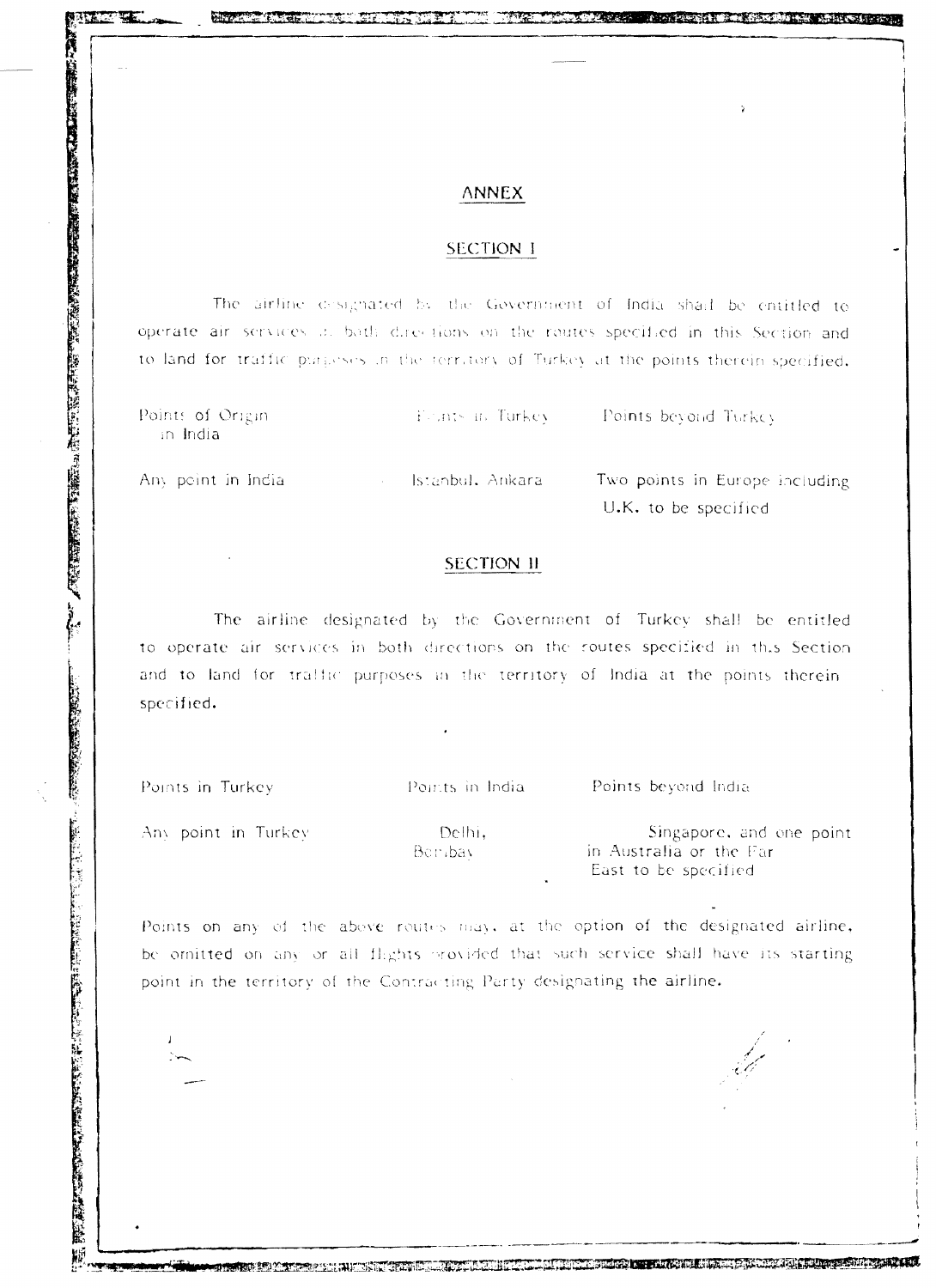# ANNEX

## SECTION I

The airline designated by the Government of India shall be entitled to operate air services in both directions on the routes specified in this Section and to land for traffic purposes in the territory of Turkey at the points therein specified.

| Points of Origin in India | Points in Turkey | Points beyond Turkey |
|---|---|---|
| Any point in India | Istanbul, Ankara | Two points in Europe including U.K. to be specified |

## SECTION II

The airline designated by the Government of Turkey shall be entitled to operate air services in both directions on the routes specified in this Section and to land for traffic purposes in the territory of India at the points therein specified.

| Points in Turkey | Points in India | Points beyond India |
|---|---|---|
| Any point in Turkey | Delhi, Bombay | Singapore, and one point in Australia or the Far East to be specified |

Points on any of the above routes may, at the option of the designated airline, be omitted on any or all flights provided that such service shall have its starting point in the territory of the Contracting Party designating the airline.